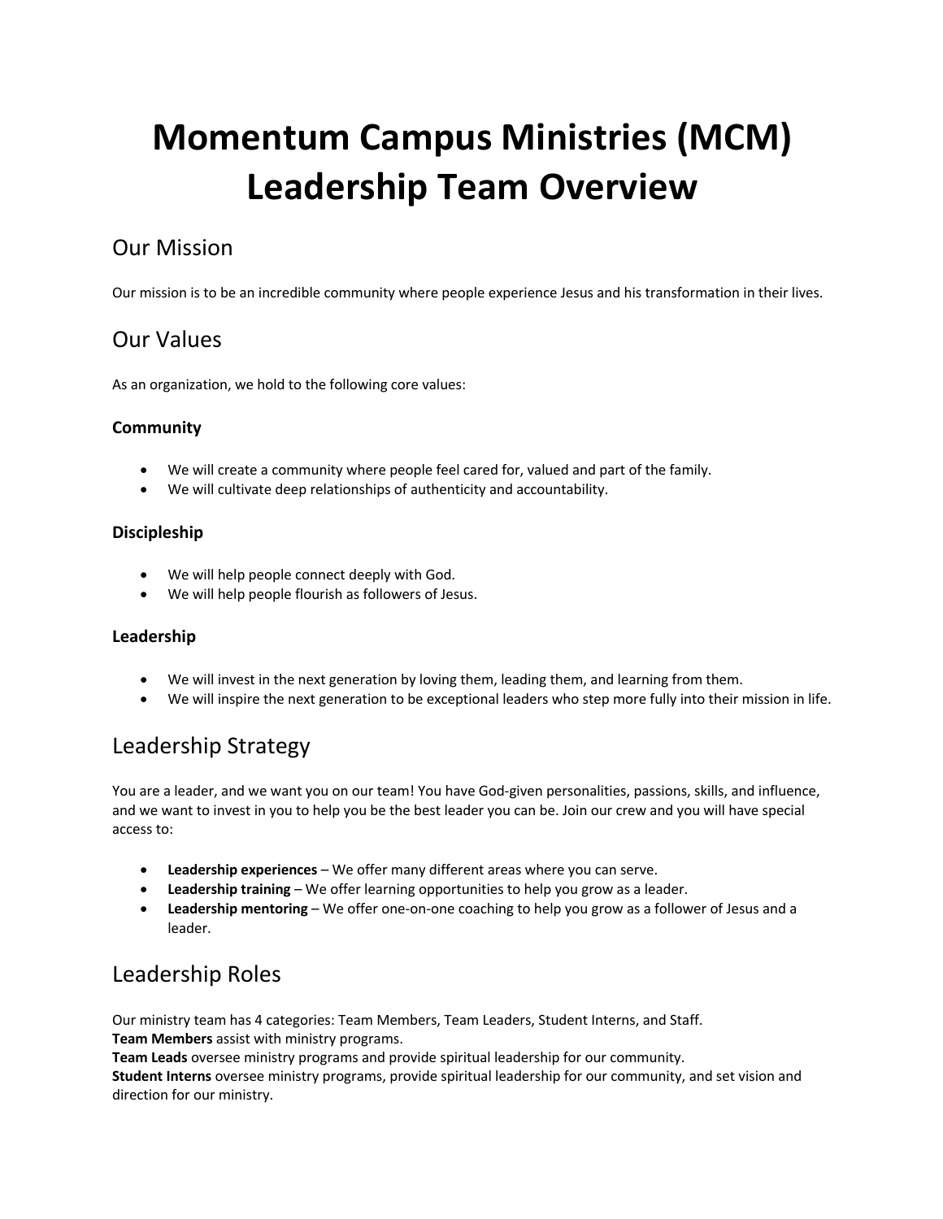# Momentum Campus Ministries (MCM) Leadership Team Overview

## Our Mission

Our mission is to be an incredible community where people experience Jesus and his transformation in their lives.

## Our Values

As an organization, we hold to the following core values:

### Community

- We will create a community where people feel cared for, valued and part of the family.
- We will cultivate deep relationships of authenticity and accountability.

### Discipleship

- We will help people connect deeply with God.
- We will help people flourish as followers of Jesus.

### Leadership

- We will invest in the next generation by loving them, leading them, and learning from them.
- We will inspire the next generation to be exceptional leaders who step more fully into their mission in life.

## Leadership Strategy

You are a leader, and we want you on our team! You have God-given personalities, passions, skills, and influence, and we want to invest in you to help you be the best leader you can be. Join our crew and you will have special access to:

- **Leadership experiences** – We offer many different areas where you can serve.
- **Leadership training** – We offer learning opportunities to help you grow as a leader.
- **Leadership mentoring** – We offer one-on-one coaching to help you grow as a follower of Jesus and a leader.

## Leadership Roles

Our ministry team has 4 categories: Team Members, Team Leaders, Student Interns, and Staff.
**Team Members** assist with ministry programs.
**Team Leads** oversee ministry programs and provide spiritual leadership for our community.
**Student Interns** oversee ministry programs, provide spiritual leadership for our community, and set vision and direction for our ministry.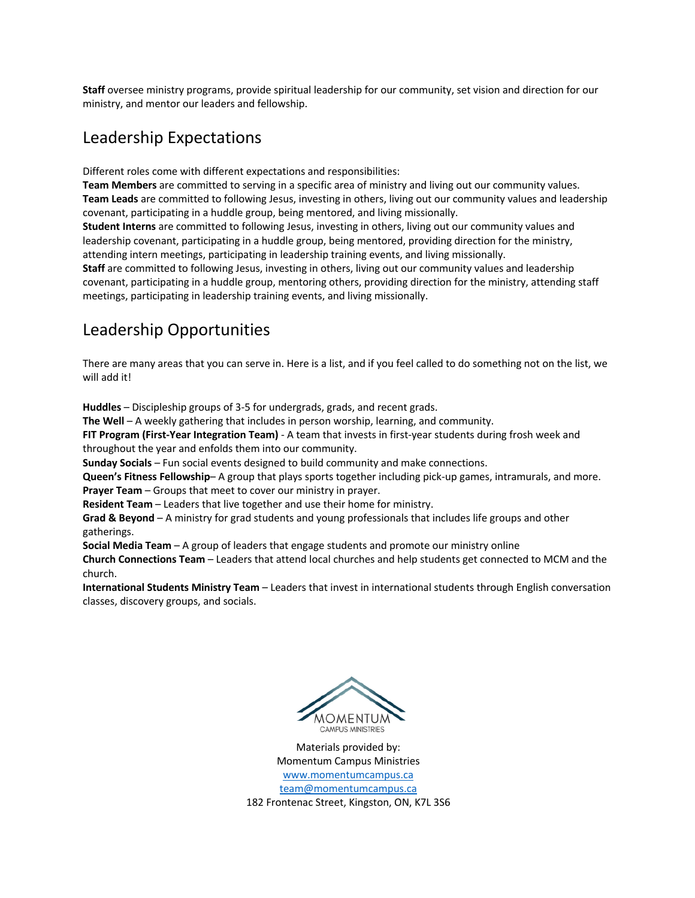**Staff** oversee ministry programs, provide spiritual leadership for our community, set vision and direction for our ministry, and mentor our leaders and fellowship.

## Leadership Expectations

Different roles come with different expectations and responsibilities:
**Team Members** are committed to serving in a specific area of ministry and living out our community values.
**Team Leads** are committed to following Jesus, investing in others, living out our community values and leadership covenant, participating in a huddle group, being mentored, and living missionally.
**Student Interns** are committed to following Jesus, investing in others, living out our community values and leadership covenant, participating in a huddle group, being mentored, providing direction for the ministry, attending intern meetings, participating in leadership training events, and living missionally.
**Staff** are committed to following Jesus, investing in others, living out our community values and leadership covenant, participating in a huddle group, mentoring others, providing direction for the ministry, attending staff meetings, participating in leadership training events, and living missionally.

## Leadership Opportunities

There are many areas that you can serve in. Here is a list, and if you feel called to do something not on the list, we will add it!

**Huddles** – Discipleship groups of 3-5 for undergrads, grads, and recent grads.
**The Well** – A weekly gathering that includes in person worship, learning, and community.
**FIT Program (First-Year Integration Team)** - A team that invests in first-year students during frosh week and throughout the year and enfolds them into our community.
**Sunday Socials** – Fun social events designed to build community and make connections.
**Queen's Fitness Fellowship**– A group that plays sports together including pick-up games, intramurals, and more.
**Prayer Team** – Groups that meet to cover our ministry in prayer.
**Resident Team** – Leaders that live together and use their home for ministry.
**Grad & Beyond** – A ministry for grad students and young professionals that includes life groups and other gatherings.
**Social Media Team** – A group of leaders that engage students and promote our ministry online
**Church Connections Team** – Leaders that attend local churches and help students get connected to MCM and the church.
**International Students Ministry Team** – Leaders that invest in international students through English conversation classes, discovery groups, and socials.

MOMENTUM
CAMPUS MINISTRIES

Materials provided by:
Momentum Campus Ministries
www.momentumcampus.ca
team@momentumcampus.ca
182 Frontenac Street, Kingston, ON, K7L 3S6